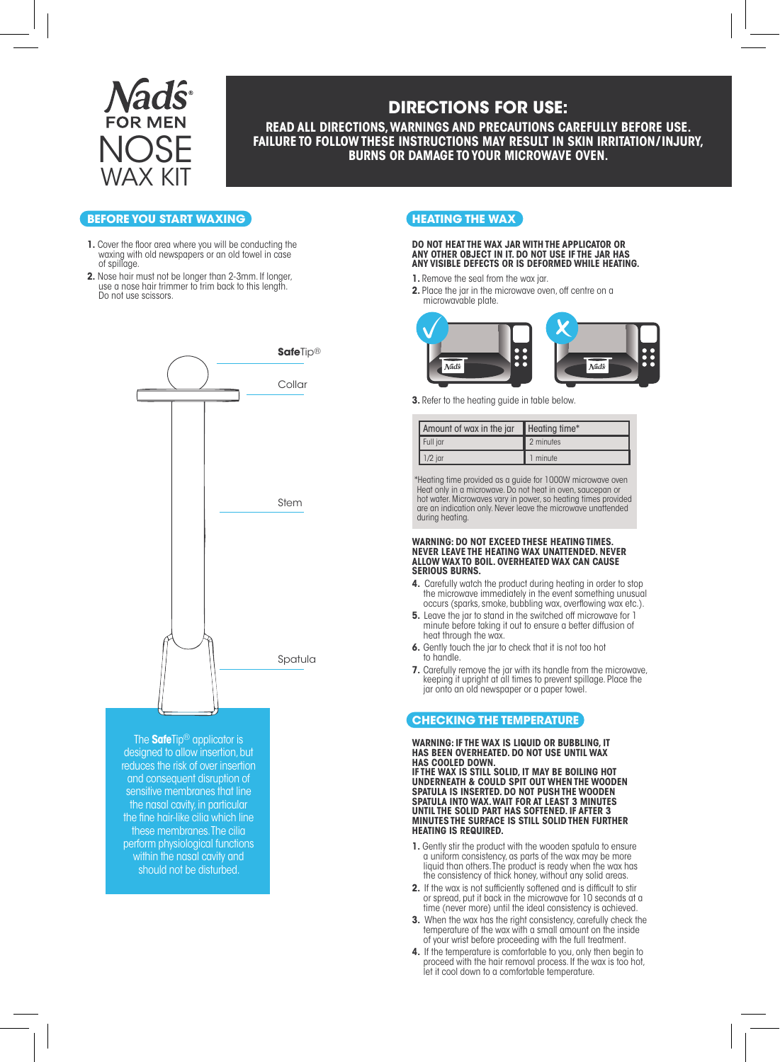# Nads® FOR MEN NOSE WAX KIT

## DIRECTIONS FOR USE:

**READ ALL DIRECTIONS, WARNINGS AND PRECAUTIONS CAREFULLY BEFORE USE. FAILURE TO FOLLOW THESE INSTRUCTIONS MAY RESULT IN SKIN IRRITATION/INJURY, BURNS OR DAMAGE TO YOUR MICROWAVE OVEN.**

## BEFORE YOU START WAXING

1. Cover the floor area where you will be conducting the waxing with old newspapers or an old towel in case of spillage.
2. Nose hair must not be longer than 2-3mm. If longer, use a nose hair trimmer to trim back to this length. Do not use scissors.

**Safe**Tip®

Collar

Stem

Spatula

The **Safe**Tip® applicator is designed to allow insertion, but reduces the risk of over insertion and consequent disruption of sensitive membranes that line the nasal cavity, in particular the fine hair-like cilia which line these membranes. The cilia perform physiological functions within the nasal cavity and should not be disturbed.

## HEATING THE WAX

**DO NOT HEAT THE WAX JAR WITH THE APPLICATOR OR ANY OTHER OBJECT IN IT. DO NOT USE IF THE JAR HAS ANY VISIBLE DEFECTS OR IS DEFORMED WHILE HEATING.**

1. Remove the seal from the wax jar.
2. Place the jar in the microwave oven, off centre on a microwavable plate.
3. Refer to the heating guide in table below.

| Amount of wax in the jar | Heating time* |
|---|---|
| Full jar | 2 minutes |
| 1/2 jar | 1 minute |

*Heating time provided as a guide for 1000W microwave oven Heat only in a microwave. Do not heat in oven, saucepan or hot water. Microwaves vary in power, so heating times provided are an indication only. Never leave the microwave unattended during heating.

**WARNING: DO NOT EXCEED THESE HEATING TIMES. NEVER LEAVE THE HEATING WAX UNATTENDED. NEVER ALLOW WAX TO BOIL. OVERHEATED WAX CAN CAUSE SERIOUS BURNS.**

4. Carefully watch the product during heating in order to stop the microwave immediately in the event something unusual occurs (sparks, smoke, bubbling wax, overflowing wax etc.).
5. Leave the jar to stand in the switched off microwave for 1 minute before taking it out to ensure a better diffusion of heat through the wax.
6. Gently touch the jar to check that it is not too hot to handle.
7. Carefully remove the jar with its handle from the microwave, keeping it upright at all times to prevent spillage. Place the jar onto an old newspaper or a paper towel.

## CHECKING THE TEMPERATURE

**WARNING: IF THE WAX IS LIQUID OR BUBBLING, IT HAS BEEN OVERHEATED. DO NOT USE UNTIL WAX HAS COOLED DOWN.**
**IF THE WAX IS STILL SOLID, IT MAY BE BOILING HOT UNDERNEATH & COULD SPIT OUT WHEN THE WOODEN SPATULA IS INSERTED. DO NOT PUSH THE WOODEN SPATULA INTO WAX. WAIT FOR AT LEAST 3 MINUTES UNTIL THE SOLID PART HAS SOFTENED. IF AFTER 3 MINUTES THE SURFACE IS STILL SOLID THEN FURTHER HEATING IS REQUIRED.**

1. Gently stir the product with the wooden spatula to ensure a uniform consistency, as parts of the wax may be more liquid than others. The product is ready when the wax has the consistency of thick honey, without any solid areas.
2. If the wax is not sufficiently softened and is difficult to stir or spread, put it back in the microwave for 10 seconds at a time (never more) until the ideal consistency is achieved.
3. When the wax has the right consistency, carefully check the temperature of the wax with a small amount on the inside of your wrist before proceeding with the full treatment.
4. If the temperature is comfortable to you, only then begin to proceed with the hair removal process. If the wax is too hot, let it cool down to a comfortable temperature.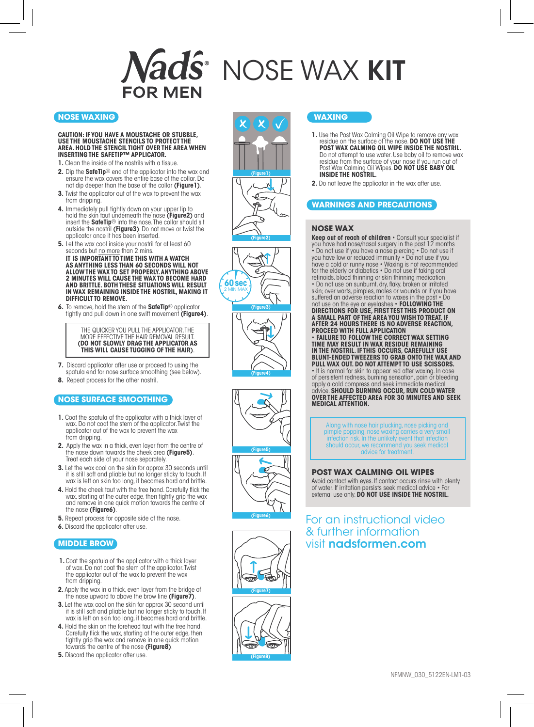# Nads® FOR MEN NOSE WAX KIT

## NOSE WAXING

**CAUTION: IF YOU HAVE A MOUSTACHE OR STUBBLE, USE THE MOUSTACHE STENCILS TO PROTECT THE AREA. HOLD THE STENCIL TIGHT OVER THE AREA WHEN INSERTING THE SAFETIP™ APPLICATOR.**

1. Clean the inside of the nostrils with a tissue.
2. Dip the **SafeTip**® end of the applicator into the wax and ensure the wax covers the entire base of the collar. Do not dip deeper than the base of the collar **(Figure1)**.
3. Twist the applicator out of the wax to prevent the wax from dripping.
4. Immediately pull tightly down on your upper lip to hold the skin taut underneath the nose **(Figure2)** and insert the **SafeTip**® into the nose. The collar should sit outside the nostril **(Figure3)**. Do not move or twist the applicator once it has been inserted.
5. Let the wax cool inside your nostril for at least 60 seconds but no more than 2 mins.
   **IT IS IMPORTANT TO TIME THIS WITH A WATCH AS ANYTHING LESS THAN 60 SECONDS WILL NOT ALLOW THE WAX TO SET PROPERLY. ANYTHING ABOVE 2 MINUTES WILL CAUSE THE WAX TO BECOME HARD AND BRITTLE. BOTH THESE SITUATIONS WILL RESULT IN WAX REMAINING INSIDE THE NOSTRIL, MAKING IT DIFFICULT TO REMOVE.**
6. To remove, hold the stem of the **SafeTip**® applicator tightly and pull down in one swift movement **(Figure4)**.

> THE QUICKER YOU PULL THE APPLICATOR, THE MORE EFFECTIVE THE HAIR REMOVAL RESULT. **(DO NOT SLOWLY DRAG THE APPLICATOR AS THIS WILL CAUSE TUGGING OF THE HAIR)**.

7. Discard applicator after use or proceed to using the spatula end for nose surface smoothing (see below).
8. Repeat process for the other nostril.

## NOSE SURFACE SMOOTHING

1. Coat the spatula of the applicator with a thick layer of wax. Do not coat the stem of the applicator. Twist the applicator out of the wax to prevent the wax from dripping.
2. Apply the wax in a thick, even layer from the centre of the nose down towards the cheek area **(Figure5)**. Treat each side of your nose separately.
3. Let the wax cool on the skin for approx 30 seconds until it is still soft and pliable but no longer sticky to touch. If wax is left on skin too long, it becomes hard and brittle.
4. Hold the cheek taut with the free hand. Carefully flick the wax, starting at the outer edge, then tightly grip the wax and remove in one quick motion towards the centre of the nose **(Figure6)**.
5. Repeat process for opposite side of the nose.
6. Discard the applicator after use.

## MIDDLE BROW

1. Coat the spatula of the applicator with a thick layer of wax. Do not coat the stem of the applicator. Twist the applicator out of the wax to prevent the wax from dripping.
2. Apply the wax in a thick, even layer from the bridge of the nose upward to above the brow line **(Figure7)**.
3. Let the wax cool on the skin for approx 30 second until it is still soft and pliable but no longer sticky to touch. If wax is left on skin too long, it becomes hard and brittle.
4. Hold the skin on the forehead taut with the free hand. Carefully flick the wax, starting at the outer edge, then tightly grip the wax and remove in one quick motion towards the centre of the nose **(Figure8)**.
5. Discard the applicator after use.

(Figure1)

(Figure2)

60 sec
2 MIN MAX

(Figure3)

(Figure4)

(Figure5)

(Figure6)

(Figure7)

(Figure8)

## WAXING

1. Use the Post Wax Calming Oil Wipe to remove any wax residue on the surface of the nose. **DO NOT USE THE POST WAX CALMING OIL WIPE INSIDE THE NOSTRIL.** Do not attempt to use water. Use baby oil to remove wax residue from the surface of your nose if you run out of Post Wax Calming Oil Wipes. **DO NOT USE BABY OIL INSIDE THE NOSTRIL.**
2. Do not leave the applicator in the wax after use.

## WARNINGS AND PRECAUTIONS

### NOSE WAX

**Keep out of reach of children** • Consult your specialist if you have had nose/nasal surgery in the past 12 months • Do not use if you have a nose piercing • Do not use if you have low or reduced immunity • Do not use if you have a cold or runny nose • Waxing is not recommended for the elderly or diabetics • Do not use if taking oral retinoids, blood thinning or skin thinning medication • Do not use on sunburnt, dry, flaky, broken or irritated skin; over warts, pimples, moles or wounds or if you have suffered an adverse reaction to waxes in the past • Do not use on the eye or eyelashes • **FOLLOWING THE DIRECTIONS FOR USE, FIRST TEST THIS PRODUCT ON A SMALL PART OF THE AREA YOU WISH TO TREAT. IF AFTER 24 HOURS THERE IS NO ADVERSE REACTION, PROCEED WITH FULL APPLICATION**
• **FAILURE TO FOLLOW THE CORRECT WAX SETTING TIME MAY RESULT IN WAX RESIDUE REMAINING IN THE NOSTRIL. IF THIS OCCURS, CAREFULLY USE BLUNT-ENDED TWEEZERS TO GRAB ONTO THE WAX AND PULL WAX OUT. DO NOT ATTEMPT TO USE SCISSORS.**
• It is normal for skin to appear red after waxing. In case of persistent redness, burning sensation, pain or bleeding apply a cold compress and seek immediate medical advice. **SHOULD BURNING OCCUR, RUN COLD WATER OVER THE AFFECTED AREA FOR 30 MINUTES AND SEEK MEDICAL ATTENTION.**

> Along with nose hair plucking, nose picking and pimple popping, nose waxing carries a very small infection risk. In the unlikely event that infection should occur, we recommend you seek medical advice for treatment.

### POST WAX CALMING OIL WIPES

Avoid contact with eyes. If contact occurs rinse with plenty of water. If irritation persists seek medical advice • For external use only. **DO NOT USE INSIDE THE NOSTRIL.**

For an instructional video & further information visit **nadsformen.com**

NFMNW_030_5122EN-LM1-03